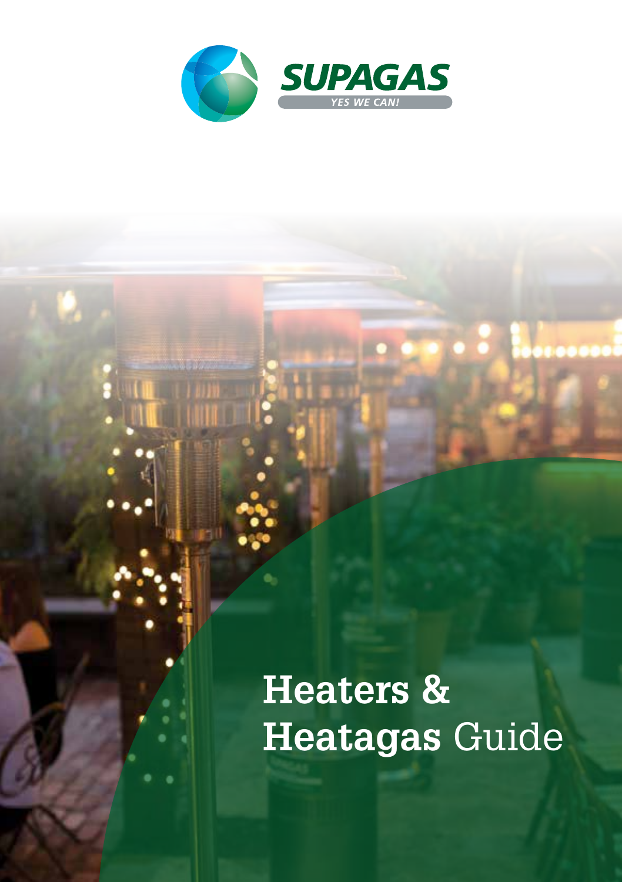SUPAGAS

YES WE CAN!

# Heaters & Heatagas Guide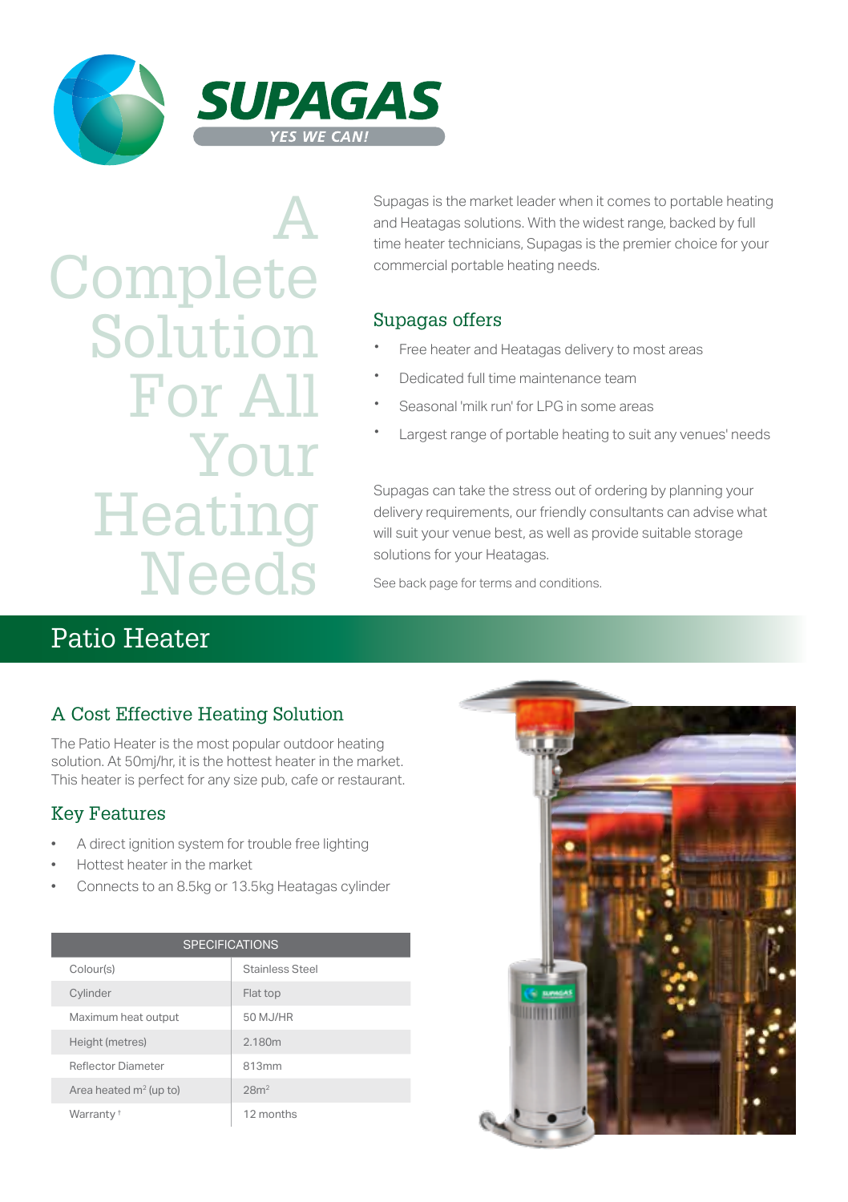SUPAGAS

YES WE CAN!

# A Complete Solution For All Your Heating Needs

Supagas is the market leader when it comes to portable heating and Heatagas solutions. With the widest range, backed by full time heater technicians, Supagas is the premier choice for your commercial portable heating needs.

### Supagas offers

- Free heater and Heatagas delivery to most areas
- Dedicated full time maintenance team
- Seasonal 'milk run' for LPG in some areas
- Largest range of portable heating to suit any venues' needs

Supagas can take the stress out of ordering by planning your delivery requirements, our friendly consultants can advise what will suit your venue best, as well as provide suitable storage solutions for your Heatagas.

See back page for terms and conditions.

## Patio Heater

### A Cost Effective Heating Solution

The Patio Heater is the most popular outdoor heating solution. At 50mj/hr, it is the hottest heater in the market. This heater is perfect for any size pub, cafe or restaurant.

### Key Features

- A direct ignition system for trouble free lighting
- Hottest heater in the market
- Connects to an 8.5kg or 13.5kg Heatagas cylinder

| SPECIFICATIONS | |
|---|---|
| Colour(s) | Stainless Steel |
| Cylinder | Flat top |
| Maximum heat output | 50 MJ/HR |
| Height (metres) | 2.180m |
| Reflector Diameter | 813mm |
| Area heated $m^2$ (up to) | $28m^2$ |
| Warranty † | 12 months |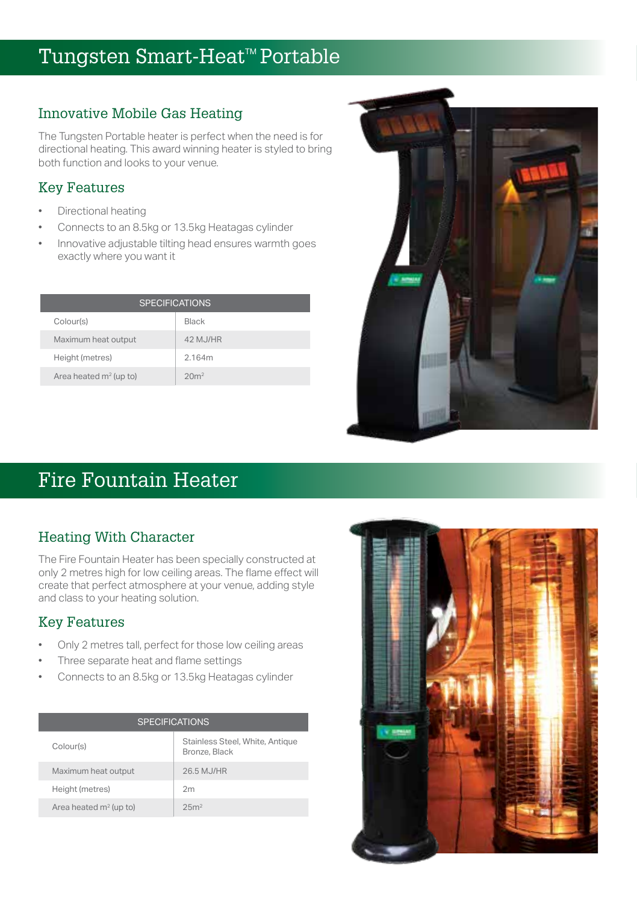# Tungsten Smart-Heat™ Portable

## Innovative Mobile Gas Heating

The Tungsten Portable heater is perfect when the need is for directional heating. This award winning heater is styled to bring both function and looks to your venue.

## Key Features

- Directional heating
- Connects to an 8.5kg or 13.5kg Heatagas cylinder
- Innovative adjustable tilting head ensures warmth goes exactly where you want it

| SPECIFICATIONS | |
|---|---|
| Colour(s) | Black |
| Maximum heat output | 42 MJ/HR |
| Height (metres) | 2.164m |
| Area heated $m^2$ (up to) | $20m^2$ |

# Fire Fountain Heater

## Heating With Character

The Fire Fountain Heater has been specially constructed at only 2 metres high for low ceiling areas. The flame effect will create that perfect atmosphere at your venue, adding style and class to your heating solution.

## Key Features

- Only 2 metres tall, perfect for those low ceiling areas
- Three separate heat and flame settings
- Connects to an 8.5kg or 13.5kg Heatagas cylinder

| SPECIFICATIONS | |
|---|---|
| Colour(s) | Stainless Steel, White, Antique Bronze, Black |
| Maximum heat output | 26.5 MJ/HR |
| Height (metres) | 2m |
| Area heated $m^2$ (up to) | $25m^2$ |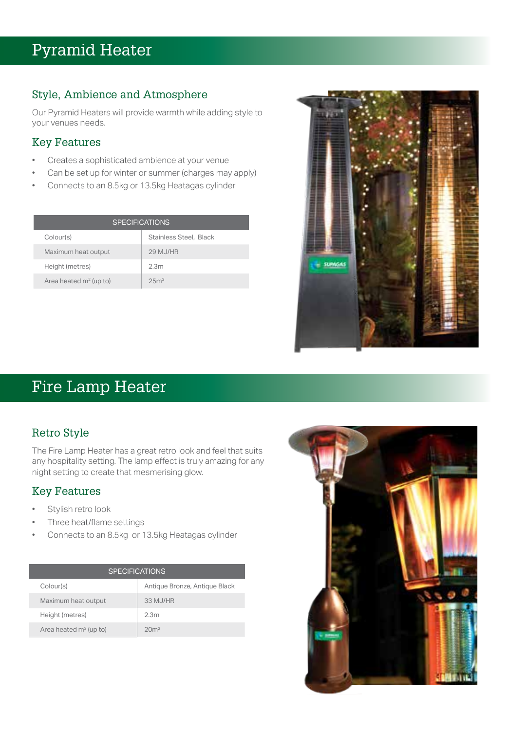# Pyramid Heater

## Style, Ambience and Atmosphere

Our Pyramid Heaters will provide warmth while adding style to your venues needs.

## Key Features

- Creates a sophisticated ambience at your venue
- Can be set up for winter or summer (charges may apply)
- Connects to an 8.5kg or 13.5kg Heatagas cylinder

| SPECIFICATIONS | |
|---|---|
| Colour(s) | Stainless Steel, Black |
| Maximum heat output | 29 MJ/HR |
| Height (metres) | 2.3m |
| Area heated $m^2$ (up to) | 25$m^2$ |

# Fire Lamp Heater

## Retro Style

The Fire Lamp Heater has a great retro look and feel that suits any hospitality setting. The lamp effect is truly amazing for any night setting to create that mesmerising glow.

## Key Features

- Stylish retro look
- Three heat/flame settings
- Connects to an 8.5kg or 13.5kg Heatagas cylinder

| SPECIFICATIONS | |
|---|---|
| Colour(s) | Antique Bronze, Antique Black |
| Maximum heat output | 33 MJ/HR |
| Height (metres) | 2.3m |
| Area heated $m^2$ (up to) | 20$m^2$ |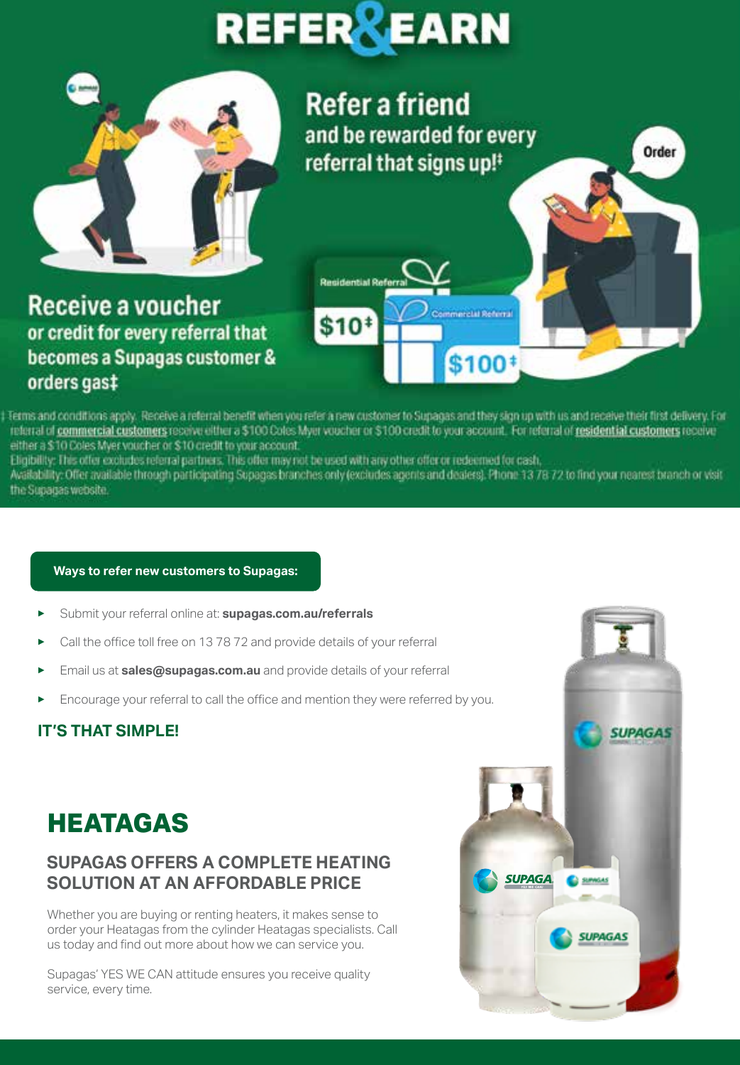# REFER & EARN

## Refer a friend

and be rewarded for every referral that signs up!‡

Order

### Receive a voucher

or credit for every referral that becomes a Supagas customer & orders gas‡

Residential Referral **$10‡**

Commercial Referral **$100‡**

‡ Terms and conditions apply. Receive a referral benefit when you refer a new customer to Supagas and they sign up with us and receive their first delivery. For referral of commercial customers receive either a $100 Coles Myer voucher or $100 credit to your account. For referral of residential customers receive either a $10 Coles Myer voucher or $10 credit to your account.
Eligibility: This offer excludes referral partners. This offer may not be used with any other offer or redeemed for cash.
Availability: Offer available through participating Supagas branches only (excludes agents and dealers). Phone 13 78 72 to find your nearest branch or visit the Supagas website.

**Ways to refer new customers to Supagas:**

- Submit your referral online at: **supagas.com.au/referrals**
- Call the office toll free on 13 78 72 and provide details of your referral
- Email us at **sales@supagas.com.au** and provide details of your referral
- Encourage your referral to call the office and mention they were referred by you.

**IT'S THAT SIMPLE!**

## HEATAGAS

### SUPAGAS OFFERS A COMPLETE HEATING SOLUTION AT AN AFFORDABLE PRICE

Whether you are buying or renting heaters, it makes sense to order your Heatagas from the cylinder Heatagas specialists. Call us today and find out more about how we can service you.

Supagas' YES WE CAN attitude ensures you receive quality service, every time.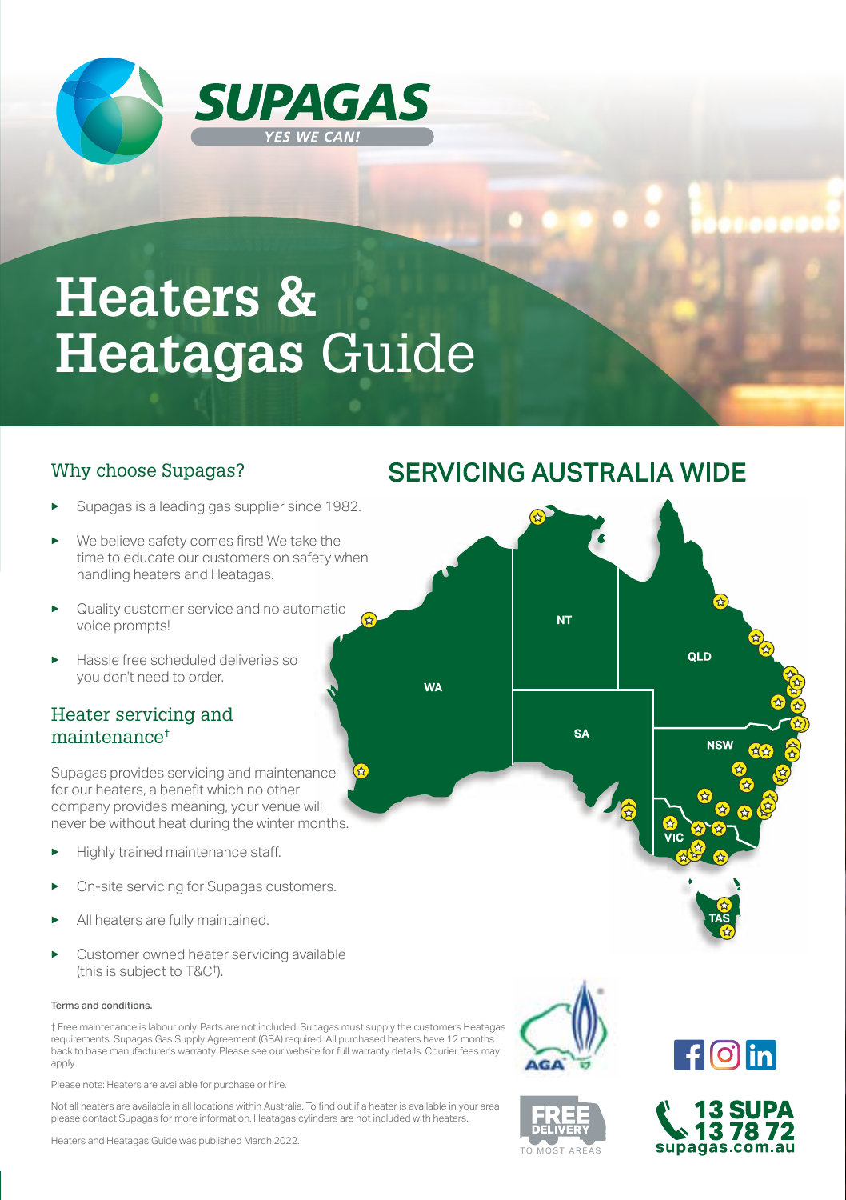SUPAGAS

YES WE CAN!

# Heaters & Heatagas Guide

## Why choose Supagas?

- Supagas is a leading gas supplier since 1982.
- We believe safety comes first! We take the time to educate our customers on safety when handling heaters and Heatagas.
- Quality customer service and no automatic voice prompts!
- Hassle free scheduled deliveries so you don't need to order.

## Heater servicing and maintenance†

Supagas provides servicing and maintenance for our heaters, a benefit which no other company provides meaning, your venue will never be without heat during the winter months.

- Highly trained maintenance staff.
- On-site servicing for Supagas customers.
- All heaters are fully maintained.
- Customer owned heater servicing available (this is subject to T&C†).

## SERVICING AUSTRALIA WIDE

WA

NT

QLD

SA

NSW

VIC

TAS

**Terms and conditions.**

† Free maintenance is labour only. Parts are not included. Supagas must supply the customers Heatagas requirements. Supagas Gas Supply Agreement (GSA) required. All purchased heaters have 12 months back to base manufacturer's warranty. Please see our website for full warranty details. Courier fees may apply.

Please note: Heaters are available for purchase or hire.

Not all heaters are available in all locations within Australia. To find out if a heater is available in your area please contact Supagas for more information. Heatagas cylinders are not included with heaters.

Heaters and Heatagas Guide was published March 2022.

AGA

FREE DELIVERY TO MOST AREAS

13 SUPA
13 78 72
supagas.com.au